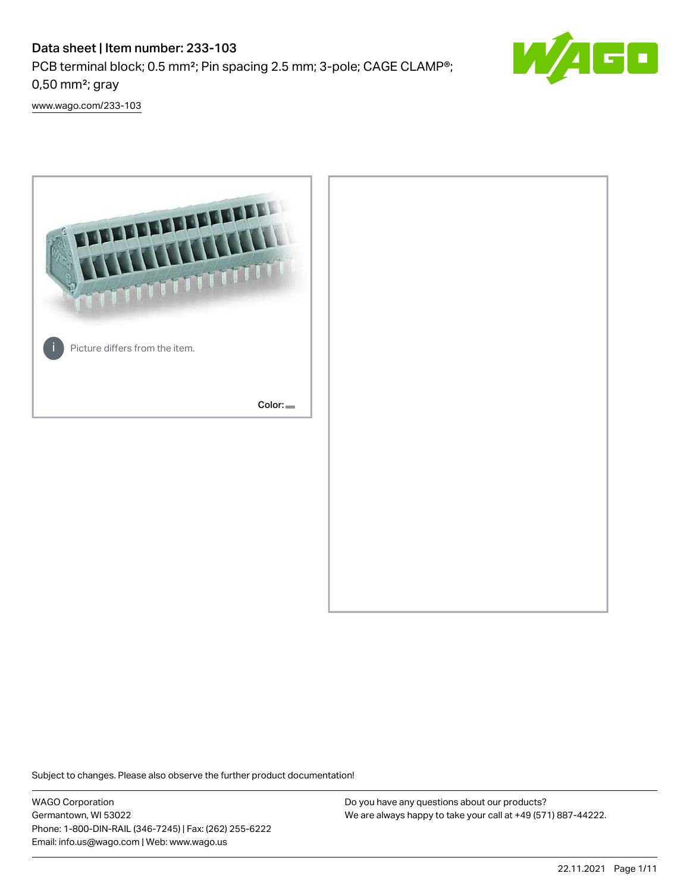# Data sheet | Item number: 233-103

PCB terminal block; 0.5 mm²; Pin spacing 2.5 mm; 3-pole; CAGE CLAMP®; 0,50 mm²; gray

www.wago.com/233-103

Picture differs from the item.

Color:

Subject to changes. Please also observe the further product documentation!

WAGO Corporation
Germantown, WI 53022
Phone: 1-800-DIN-RAIL (346-7245) | Fax: (262) 255-6222
Email: info.us@wago.com | Web: www.wago.us

Do you have any questions about our products?
We are always happy to take your call at +49 (571) 887-44222.

22.11.2021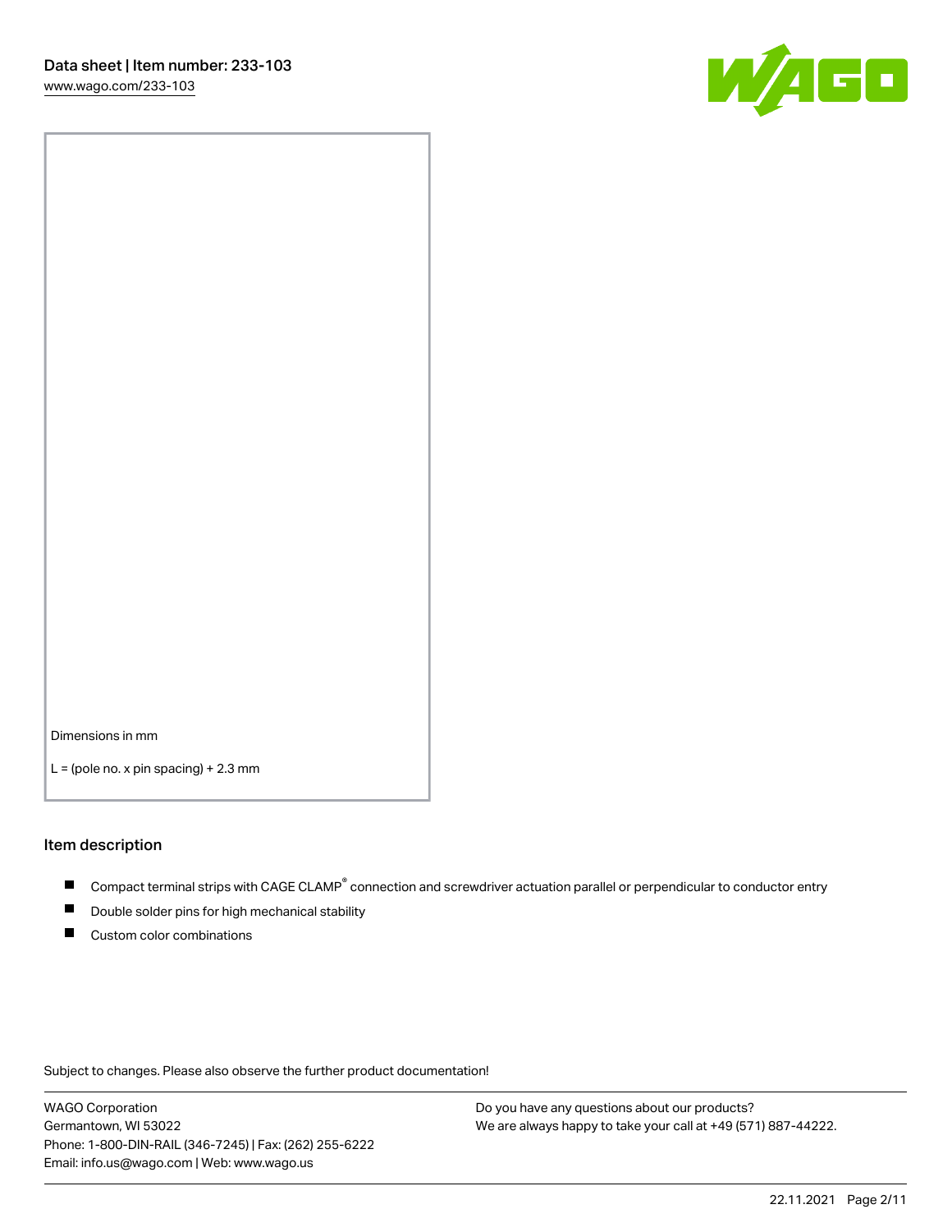Dimensions in mm

L = (pole no. x pin spacing) + 2.3 mm

## Item description

- Compact terminal strips with CAGE CLAMP® connection and screwdriver actuation parallel or perpendicular to conductor entry
- Double solder pins for high mechanical stability
- Custom color combinations

Subject to changes. Please also observe the further product documentation!

WAGO Corporation
Germantown, WI 53022
Phone: 1-800-DIN-RAIL (346-7245) | Fax: (262) 255-6222
Email: info.us@wago.com | Web: www.wago.us

Do you have any questions about our products?
We are always happy to take your call at +49 (571) 887-44222.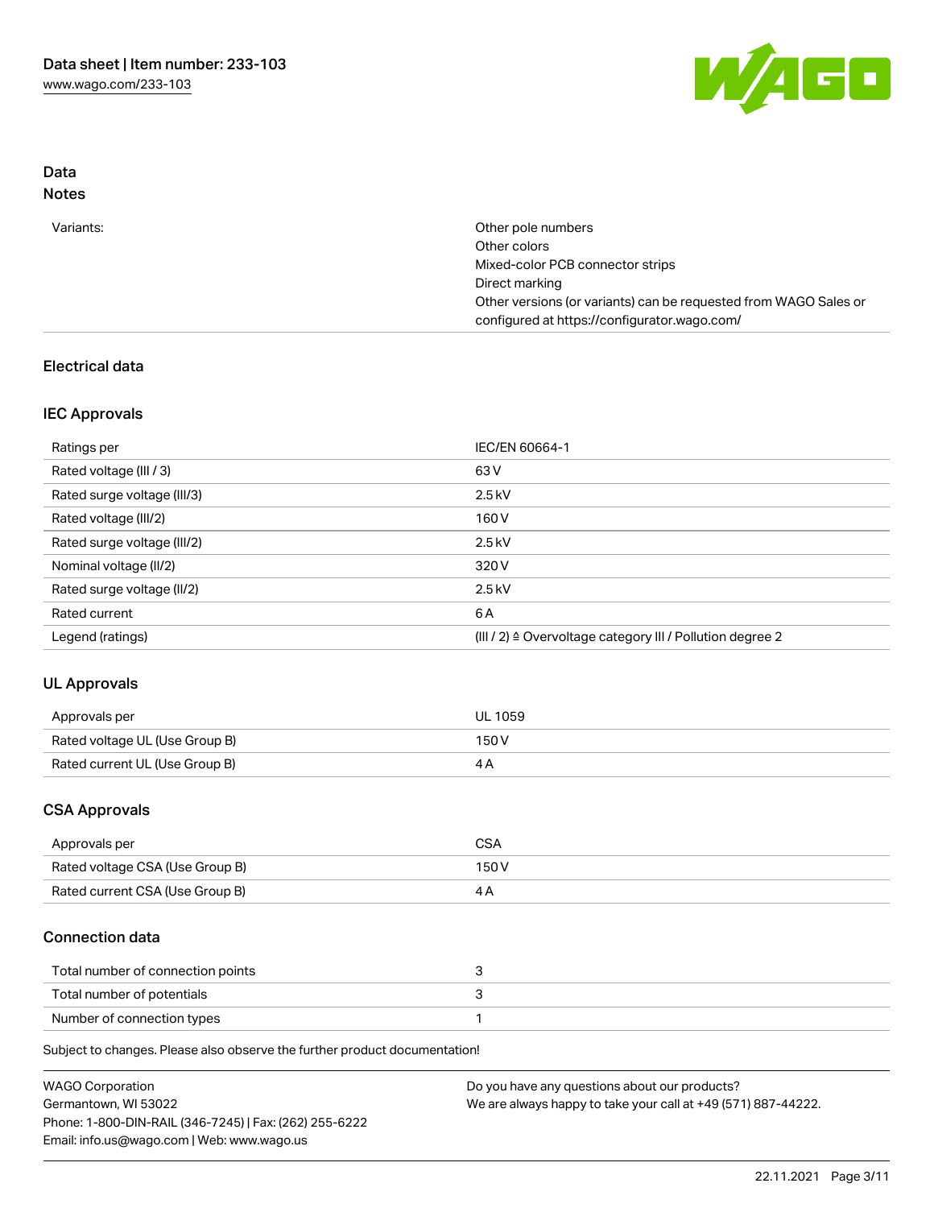## Data
### Notes

| | |
|---|---|
| Variants: | Other pole numbers<br>Other colors<br>Mixed-color PCB connector strips<br>Direct marking<br>Other versions (or variants) can be requested from WAGO Sales or configured at https://configurator.wago.com/ |

### Electrical data

#### IEC Approvals

| | |
|---|---|
| Ratings per | IEC/EN 60664-1 |
| Rated voltage (III / 3) | 63 V |
| Rated surge voltage (III/3) | 2.5 kV |
| Rated voltage (III/2) | 160 V |
| Rated surge voltage (III/2) | 2.5 kV |
| Nominal voltage (II/2) | 320 V |
| Rated surge voltage (II/2) | 2.5 kV |
| Rated current | 6 A |
| Legend (ratings) | (III / 2) ≙ Overvoltage category III / Pollution degree 2 |

#### UL Approvals

| | |
|---|---|
| Approvals per | UL 1059 |
| Rated voltage UL (Use Group B) | 150 V |
| Rated current UL (Use Group B) | 4 A |

#### CSA Approvals

| | |
|---|---|
| Approvals per | CSA |
| Rated voltage CSA (Use Group B) | 150 V |
| Rated current CSA (Use Group B) | 4 A |

### Connection data

| | |
|---|---|
| Total number of connection points | 3 |
| Total number of potentials | 3 |
| Number of connection types | 1 |

Subject to changes. Please also observe the further product documentation!

WAGO Corporation
Germantown, WI 53022
Phone: 1-800-DIN-RAIL (346-7245) | Fax: (262) 255-6222
Email: info.us@wago.com | Web: www.wago.us

Do you have any questions about our products?
We are always happy to take your call at +49 (571) 887-44222.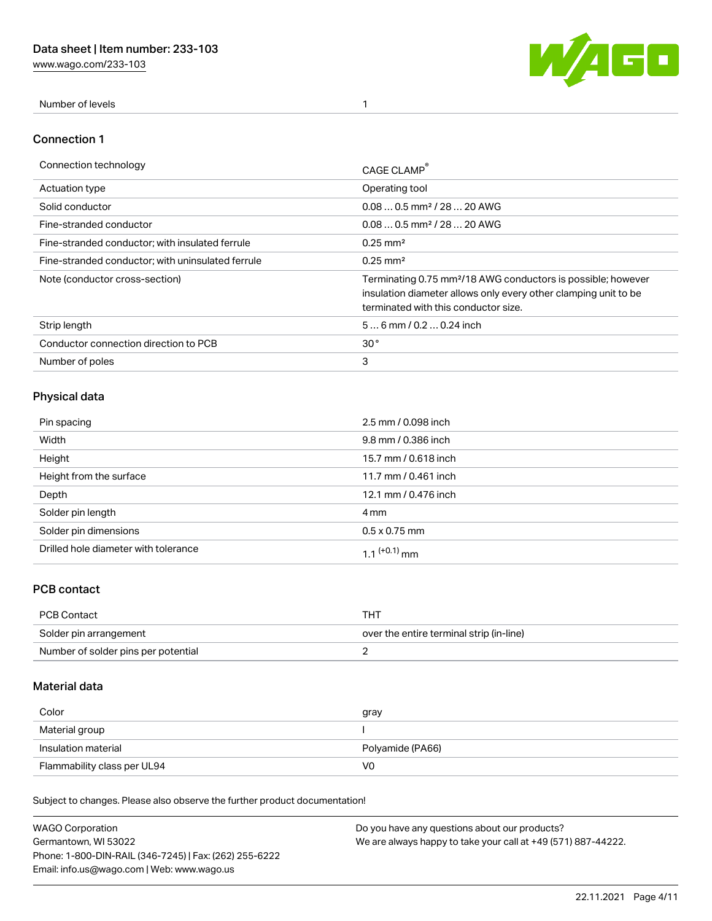| Number of levels | 1 |
|---|---|

## Connection 1

| Connection technology | CAGE CLAMP® |
|---|---|
| Actuation type | Operating tool |
| Solid conductor | 0.08 … 0.5 mm² / 28 … 20 AWG |
| Fine-stranded conductor | 0.08 … 0.5 mm² / 28 … 20 AWG |
| Fine-stranded conductor; with insulated ferrule | 0.25 mm² |
| Fine-stranded conductor; with uninsulated ferrule | 0.25 mm² |
| Note (conductor cross-section) | Terminating 0.75 mm²/18 AWG conductors is possible; however insulation diameter allows only every other clamping unit to be terminated with this conductor size. |
| Strip length | 5 … 6 mm / 0.2 … 0.24 inch |
| Conductor connection direction to PCB | 30 ° |
| Number of poles | 3 |

## Physical data

| Pin spacing | 2.5 mm / 0.098 inch |
|---|---|
| Width | 9.8 mm / 0.386 inch |
| Height | 15.7 mm / 0.618 inch |
| Height from the surface | 11.7 mm / 0.461 inch |
| Depth | 12.1 mm / 0.476 inch |
| Solder pin length | 4 mm |
| Solder pin dimensions | 0.5 x 0.75 mm |
| Drilled hole diameter with tolerance | $1.1^{(+0.1)}$ mm |

## PCB contact

| PCB Contact | THT |
|---|---|
| Solder pin arrangement | over the entire terminal strip (in-line) |
| Number of solder pins per potential | 2 |

## Material data

| Color | gray |
|---|---|
| Material group | I |
| Insulation material | Polyamide (PA66) |
| Flammability class per UL94 | V0 |

Subject to changes. Please also observe the further product documentation!

WAGO Corporation
Germantown, WI 53022
Phone: 1-800-DIN-RAIL (346-7245) | Fax: (262) 255-6222
Email: info.us@wago.com | Web: www.wago.us

Do you have any questions about our products?
We are always happy to take your call at +49 (571) 887-44222.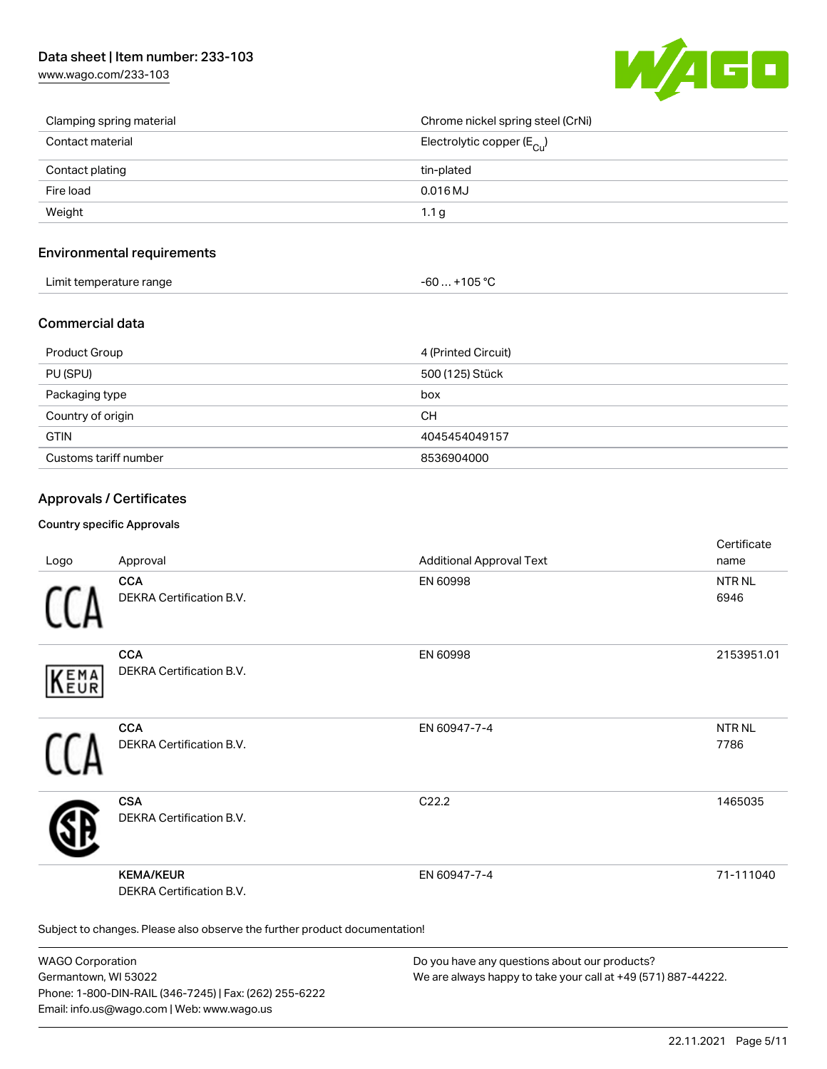| | |
|---|---|
| Clamping spring material | Chrome nickel spring steel (CrNi) |
| Contact material | Electrolytic copper ($E_{Cu}$) |
| Contact plating | tin-plated |
| Fire load | 0.016 MJ |
| Weight | 1.1 g |

## Environmental requirements

| | |
|---|---|
| Limit temperature range | -60 … +105 °C |

## Commercial data

| | |
|---|---|
| Product Group | 4 (Printed Circuit) |
| PU (SPU) | 500 (125) Stück |
| Packaging type | box |
| Country of origin | CH |
| GTIN | 4045454049157 |
| Customs tariff number | 8536904000 |

## Approvals / Certificates

### Country specific Approvals

| Logo | Approval | Additional Approval Text | Certificate name |
|---|---|---|---|
| | **CCA** DEKRA Certification B.V. | EN 60998 | NTR NL 6946 |
| | **CCA** DEKRA Certification B.V. | EN 60998 | 2153951.01 |
| | **CCA** DEKRA Certification B.V. | EN 60947-7-4 | NTR NL 7786 |
| | **CSA** DEKRA Certification B.V. | C22.2 | 1465035 |
| | **KEMA/KEUR** DEKRA Certification B.V. | EN 60947-7-4 | 71-111040 |

Subject to changes. Please also observe the further product documentation!

WAGO Corporation
Germantown, WI 53022
Phone: 1-800-DIN-RAIL (346-7245) | Fax: (262) 255-6222
Email: info.us@wago.com | Web: www.wago.us

Do you have any questions about our products?
We are always happy to take your call at +49 (571) 887-44222.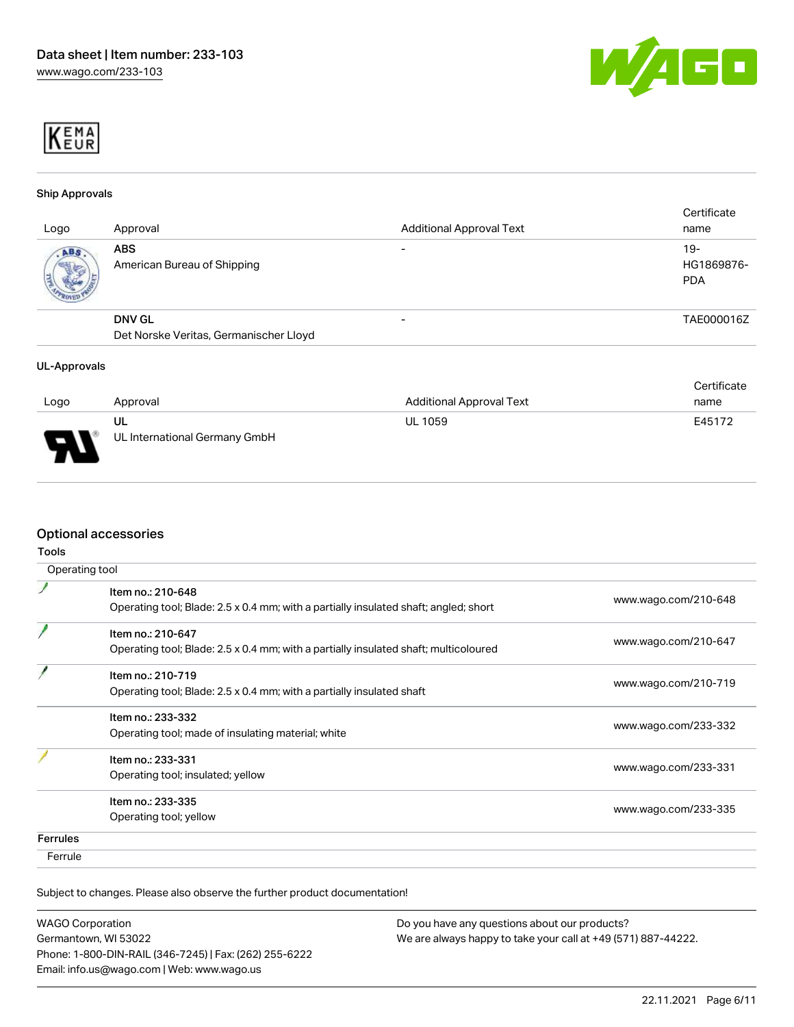KEMA EUR

### Ship Approvals

| Logo | Approval | Additional Approval Text | Certificate name |
|---|---|---|---|
| | **ABS**<br>American Bureau of Shipping | - | 19-HG1869876-PDA |
| | **DNV GL**<br>Det Norske Veritas, Germanischer Lloyd | - | TAE000016Z |

### UL-Approvals

| Logo | Approval | Additional Approval Text | Certificate name |
|---|---|---|---|
| | **UL**<br>UL International Germany GmbH | UL 1059 | E45172 |

## Optional accessories

### Tools

Operating tool

| | | |
|---|---|---|
| | Item no.: 210-648<br>Operating tool; Blade: 2.5 x 0.4 mm; with a partially insulated shaft; angled; short | www.wago.com/210-648 |
| | Item no.: 210-647<br>Operating tool; Blade: 2.5 x 0.4 mm; with a partially insulated shaft; multicoloured | www.wago.com/210-647 |
| | Item no.: 210-719<br>Operating tool; Blade: 2.5 x 0.4 mm; with a partially insulated shaft | www.wago.com/210-719 |
| | Item no.: 233-332<br>Operating tool; made of insulating material; white | www.wago.com/233-332 |
| | Item no.: 233-331<br>Operating tool; insulated; yellow | www.wago.com/233-331 |
| | Item no.: 233-335<br>Operating tool; yellow | www.wago.com/233-335 |

### Ferrules

Ferrule

Subject to changes. Please also observe the further product documentation!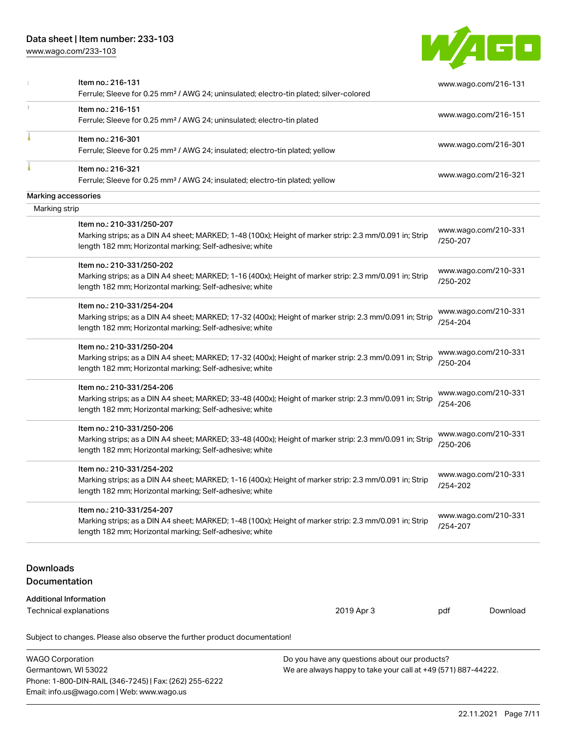| | | |
|---|---|---|
| | Item no.: 216-131<br>Ferrule; Sleeve for 0.25 mm² / AWG 24; uninsulated; electro-tin plated; silver-colored | www.wago.com/216-131 |
| | Item no.: 216-151<br>Ferrule; Sleeve for 0.25 mm² / AWG 24; uninsulated; electro-tin plated | www.wago.com/216-151 |
| | Item no.: 216-301<br>Ferrule; Sleeve for 0.25 mm² / AWG 24; insulated; electro-tin plated; yellow | www.wago.com/216-301 |
| | Item no.: 216-321<br>Ferrule; Sleeve for 0.25 mm² / AWG 24; insulated; electro-tin plated; yellow | www.wago.com/216-321 |

Marking accessories

Marking strip

| | | |
|---|---|---|
| | Item no.: 210-331/250-207<br>Marking strips; as a DIN A4 sheet; MARKED; 1-48 (100x); Height of marker strip: 2.3 mm/0.091 in; Strip length 182 mm; Horizontal marking; Self-adhesive; white | www.wago.com/210-331/250-207 |
| | Item no.: 210-331/250-202<br>Marking strips; as a DIN A4 sheet; MARKED; 1-16 (400x); Height of marker strip: 2.3 mm/0.091 in; Strip length 182 mm; Horizontal marking; Self-adhesive; white | www.wago.com/210-331/250-202 |
| | Item no.: 210-331/254-204<br>Marking strips; as a DIN A4 sheet; MARKED; 17-32 (400x); Height of marker strip: 2.3 mm/0.091 in; Strip length 182 mm; Horizontal marking; Self-adhesive; white | www.wago.com/210-331/254-204 |
| | Item no.: 210-331/250-204<br>Marking strips; as a DIN A4 sheet; MARKED; 17-32 (400x); Height of marker strip: 2.3 mm/0.091 in; Strip length 182 mm; Horizontal marking; Self-adhesive; white | www.wago.com/210-331/250-204 |
| | Item no.: 210-331/254-206<br>Marking strips; as a DIN A4 sheet; MARKED; 33-48 (400x); Height of marker strip: 2.3 mm/0.091 in; Strip length 182 mm; Horizontal marking; Self-adhesive; white | www.wago.com/210-331/254-206 |
| | Item no.: 210-331/250-206<br>Marking strips; as a DIN A4 sheet; MARKED; 33-48 (400x); Height of marker strip: 2.3 mm/0.091 in; Strip length 182 mm; Horizontal marking; Self-adhesive; white | www.wago.com/210-331/250-206 |
| | Item no.: 210-331/254-202<br>Marking strips; as a DIN A4 sheet; MARKED; 1-16 (400x); Height of marker strip: 2.3 mm/0.091 in; Strip length 182 mm; Horizontal marking; Self-adhesive; white | www.wago.com/210-331/254-202 |
| | Item no.: 210-331/254-207<br>Marking strips; as a DIN A4 sheet; MARKED; 1-48 (100x); Height of marker strip: 2.3 mm/0.091 in; Strip length 182 mm; Horizontal marking; Self-adhesive; white | www.wago.com/210-331/254-207 |

## Downloads

## Documentation

**Additional Information**

| | | | |
|---|---|---|---|
| Technical explanations | 2019 Apr 3 | pdf | Download |

Subject to changes. Please also observe the further product documentation!

WAGO Corporation
Germantown, WI 53022
Phone: 1-800-DIN-RAIL (346-7245) | Fax: (262) 255-6222
Email: info.us@wago.com | Web: www.wago.us

Do you have any questions about our products?
We are always happy to take your call at +49 (571) 887-44222.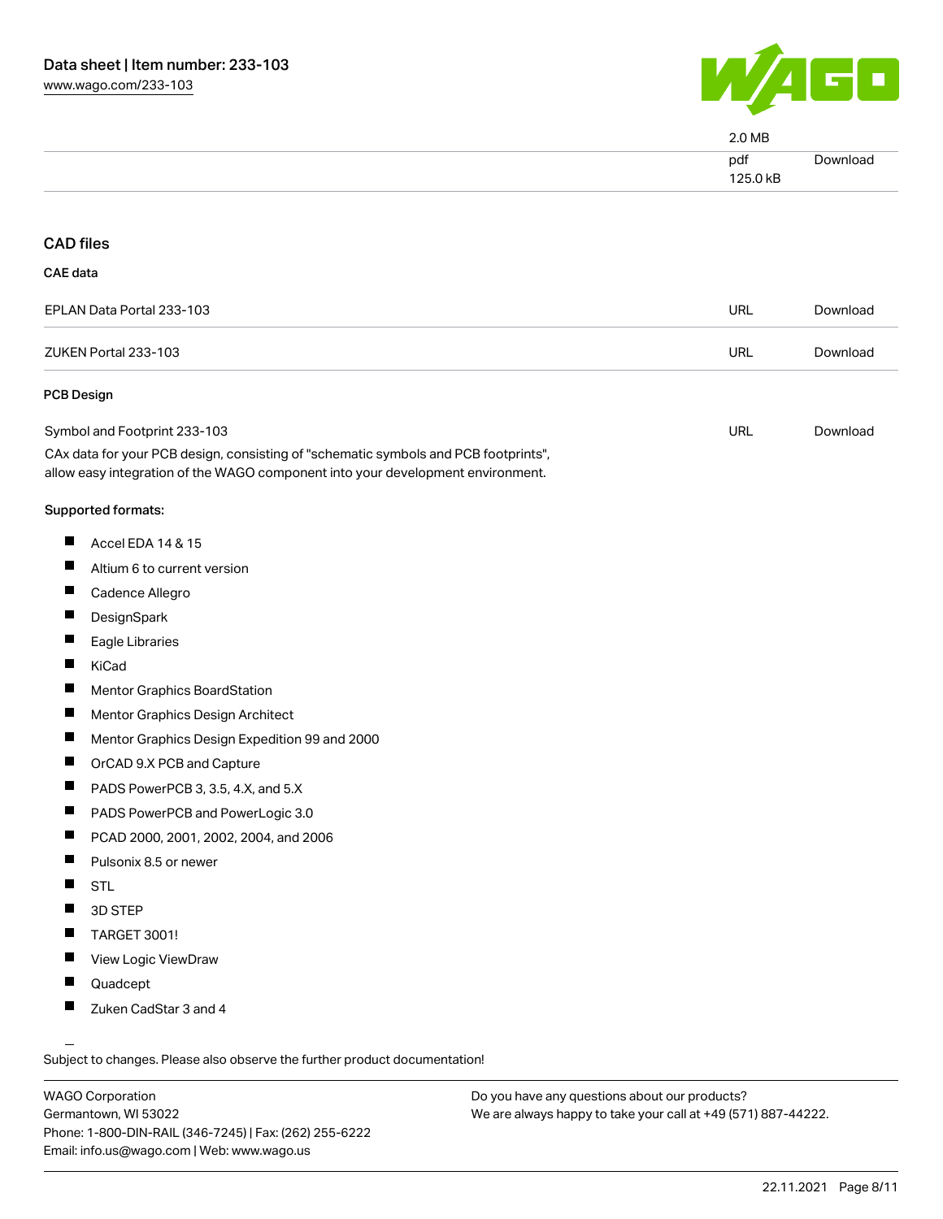| | | |
|---|---|---|
| | 2.0 MB | |
| | pdf<br>125.0 kB | Download |

## CAD files

### CAE data

| | | |
|---|---|---|
| EPLAN Data Portal 233-103 | URL | Download |
| ZUKEN Portal 233-103 | URL | Download |

### PCB Design

| | | |
|---|---|---|
| Symbol and Footprint 233-103 | URL | Download |

CAx data for your PCB design, consisting of "schematic symbols and PCB footprints", allow easy integration of the WAGO component into your development environment.

Supported formats:

- Accel EDA 14 & 15
- Altium 6 to current version
- Cadence Allegro
- DesignSpark
- Eagle Libraries
- KiCad
- Mentor Graphics BoardStation
- Mentor Graphics Design Architect
- Mentor Graphics Design Expedition 99 and 2000
- OrCAD 9.X PCB and Capture
- PADS PowerPCB 3, 3.5, 4.X, and 5.X
- PADS PowerPCB and PowerLogic 3.0
- PCAD 2000, 2001, 2002, 2004, and 2006
- Pulsonix 8.5 or newer
- STL
- 3D STEP
- TARGET 3001!
- View Logic ViewDraw
- Quadcept
- Zuken CadStar 3 and 4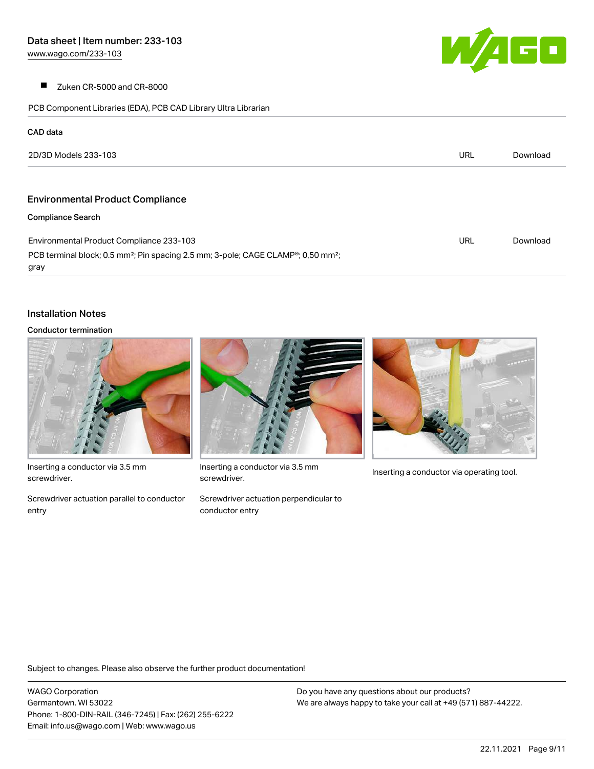- Zuken CR-5000 and CR-8000

PCB Component Libraries (EDA), PCB CAD Library Ultra Librarian

**CAD data**

| | | |
|---|---|---|
| 2D/3D Models 233-103 | URL | Download |

## Environmental Product Compliance

**Compliance Search**

| | | |
|---|---|---|
| Environmental Product Compliance 233-103<br>PCB terminal block; 0.5 mm²; Pin spacing 2.5 mm; 3-pole; CAGE CLAMP®; 0,50 mm²; gray | URL | Download |

## Installation Notes

**Conductor termination**

Inserting a conductor via 3.5 mm screwdriver.

Screwdriver actuation parallel to conductor entry

Inserting a conductor via 3.5 mm screwdriver.

Screwdriver actuation perpendicular to conductor entry

Inserting a conductor via operating tool.

Subject to changes. Please also observe the further product documentation!

WAGO Corporation
Germantown, WI 53022
Phone: 1-800-DIN-RAIL (346-7245) | Fax: (262) 255-6222
Email: info.us@wago.com | Web: www.wago.us

Do you have any questions about our products?
We are always happy to take your call at +49 (571) 887-44222.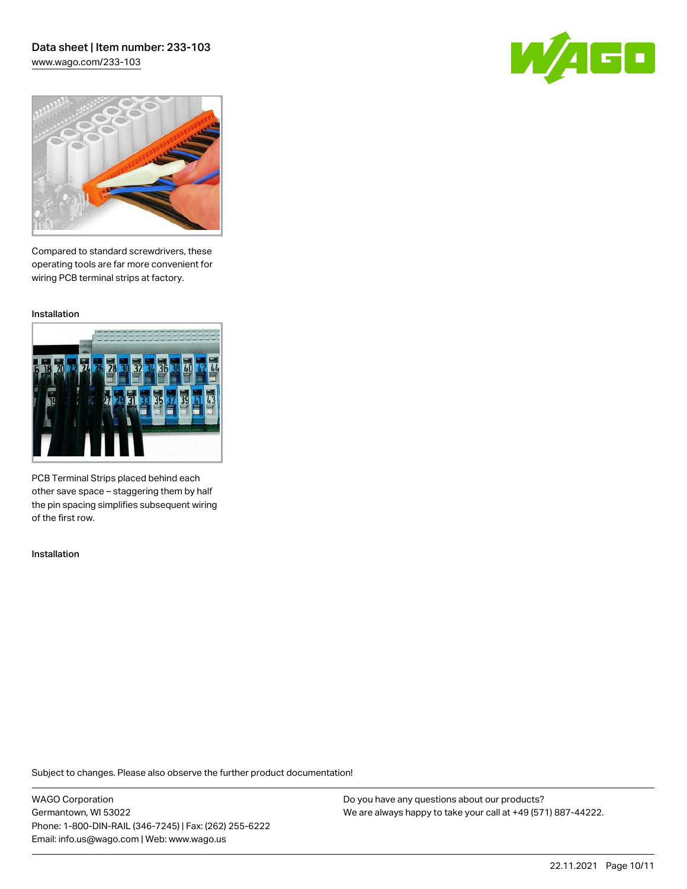Compared to standard screwdrivers, these operating tools are far more convenient for wiring PCB terminal strips at factory.

Installation

PCB Terminal Strips placed behind each other save space – staggering them by half the pin spacing simplifies subsequent wiring of the first row.

Installation

Subject to changes. Please also observe the further product documentation!

WAGO Corporation
Germantown, WI 53022
Phone: 1-800-DIN-RAIL (346-7245) | Fax: (262) 255-6222
Email: info.us@wago.com | Web: www.wago.us

Do you have any questions about our products?
We are always happy to take your call at +49 (571) 887-44222.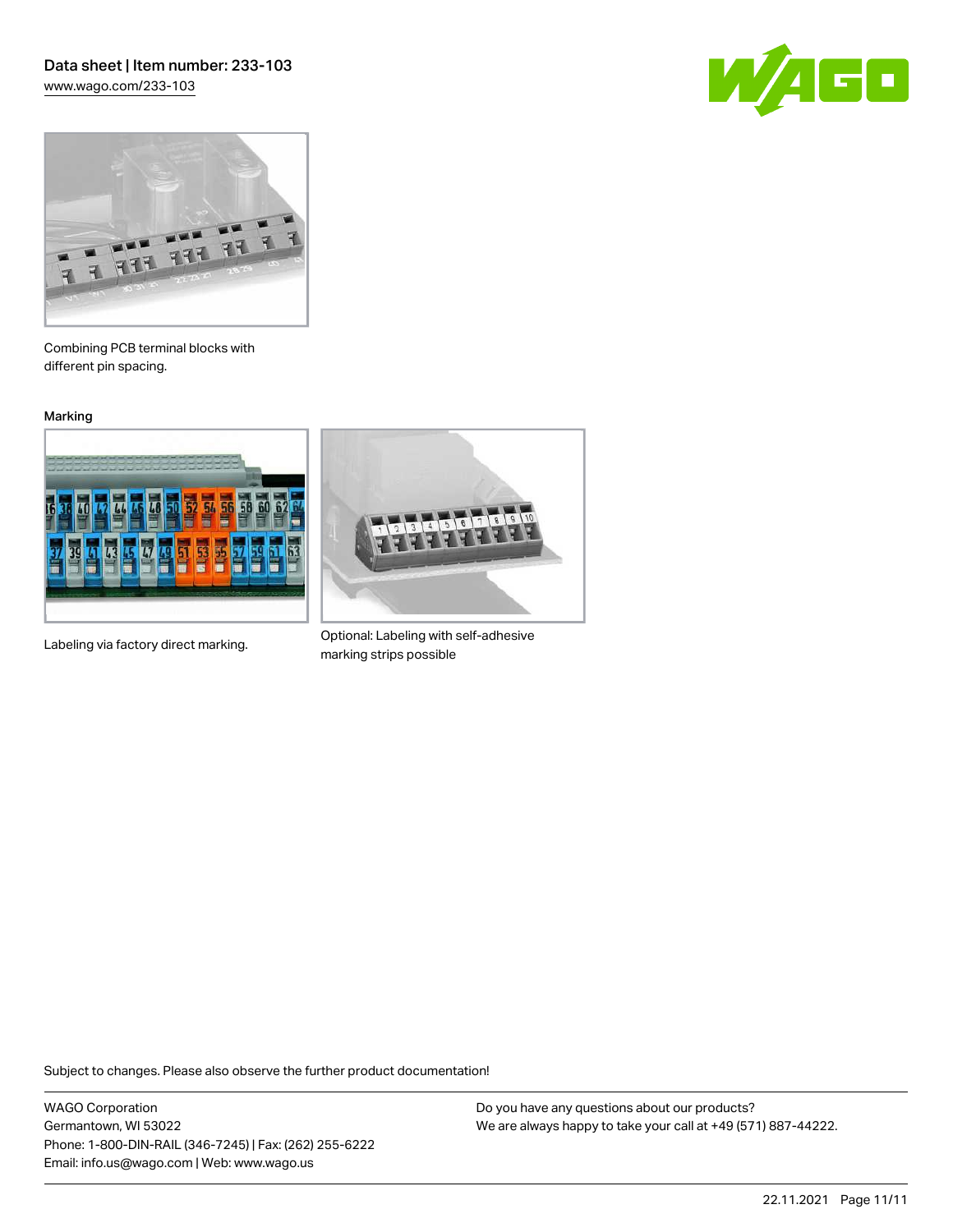Combining PCB terminal blocks with different pin spacing.

Marking

Labeling via factory direct marking.

Optional: Labeling with self-adhesive marking strips possible

Subject to changes. Please also observe the further product documentation!

WAGO Corporation
Germantown, WI 53022
Phone: 1-800-DIN-RAIL (346-7245) | Fax: (262) 255-6222
Email: info.us@wago.com | Web: www.wago.us

Do you have any questions about our products?
We are always happy to take your call at +49 (571) 887-44222.